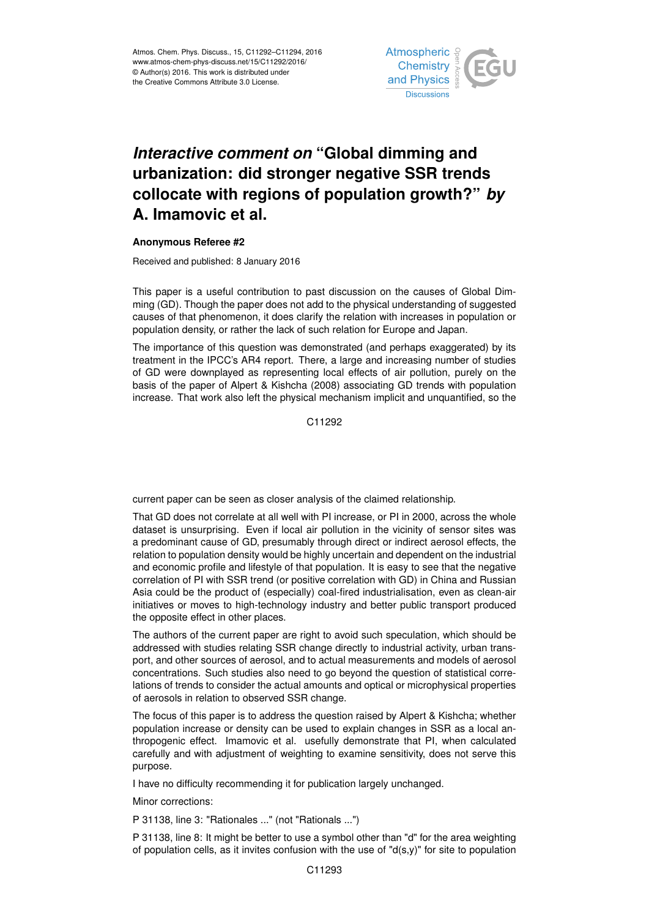# *Interactive comment on* "Global dimming and urbanization: did stronger negative SSR trends collocate with regions of population growth?" *by* A. Imamovic et al.

**Anonymous Referee #2**

Received and published: 8 January 2016

This paper is a useful contribution to past discussion on the causes of Global Dimming (GD). Though the paper does not add to the physical understanding of suggested causes of that phenomenon, it does clarify the relation with increases in population or population density, or rather the lack of such relation for Europe and Japan.

The importance of this question was demonstrated (and perhaps exaggerated) by its treatment in the IPCC's AR4 report. There, a large and increasing number of studies of GD were downplayed as representing local effects of air pollution, purely on the basis of the paper of Alpert & Kishcha (2008) associating GD trends with population increase. That work also left the physical mechanism implicit and unquantified, so the current paper can be seen as closer analysis of the claimed relationship.

That GD does not correlate at all well with PI increase, or PI in 2000, across the whole dataset is unsurprising. Even if local air pollution in the vicinity of sensor sites was a predominant cause of GD, presumably through direct or indirect aerosol effects, the relation to population density would be highly uncertain and dependent on the industrial and economic profile and lifestyle of that population. It is easy to see that the negative correlation of PI with SSR trend (or positive correlation with GD) in China and Russian Asia could be the product of (especially) coal-fired industrialisation, even as clean-air initiatives or moves to high-technology industry and better public transport produced the opposite effect in other places.

The authors of the current paper are right to avoid such speculation, which should be addressed with studies relating SSR change directly to industrial activity, urban transport, and other sources of aerosol, and to actual measurements and models of aerosol concentrations. Such studies also need to go beyond the question of statistical correlations of trends to consider the actual amounts and optical or microphysical properties of aerosols in relation to observed SSR change.

The focus of this paper is to address the question raised by Alpert & Kishcha; whether population increase or density can be used to explain changes in SSR as a local anthropogenic effect. Imamovic et al. usefully demonstrate that PI, when calculated carefully and with adjustment of weighting to examine sensitivity, does not serve this purpose.

I have no difficulty recommending it for publication largely unchanged.

Minor corrections:

P 31138, line 3: "Rationales ..." (not "Rationals ...")

P 31138, line 8: It might be better to use a symbol other than "d" for the area weighting of population cells, as it invites confusion with the use of "d(s,y)" for site to population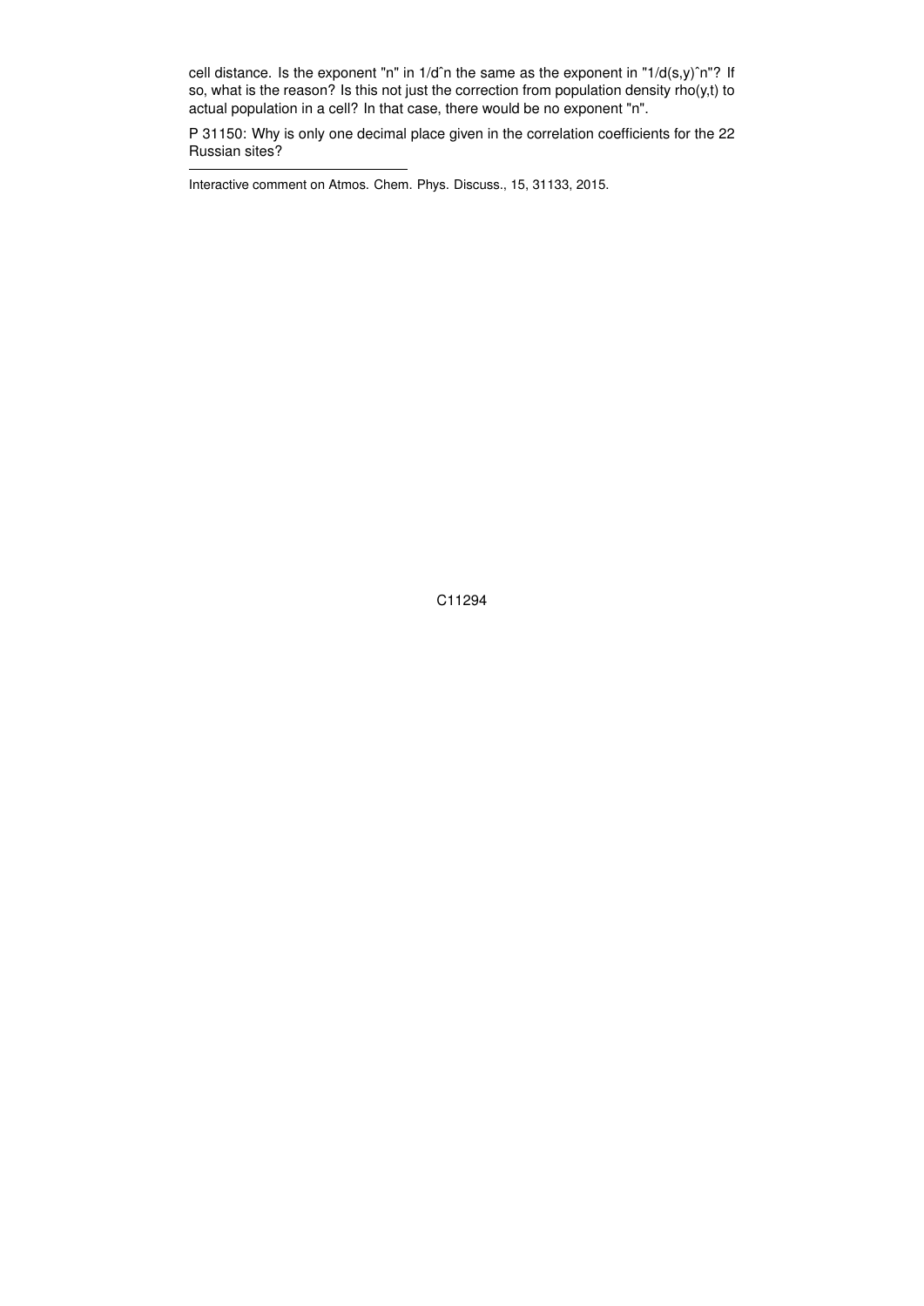cell distance. Is the exponent "n" in $1/d^n$ the same as the exponent in "$1/d(s,y)^n$"? If so, what is the reason? Is this not just the correction from population density rho(y,t) to actual population in a cell? In that case, there would be no exponent "n".

P 31150: Why is only one decimal place given in the correlation coefficients for the 22 Russian sites?

---

Interactive comment on Atmos. Chem. Phys. Discuss., 15, 31133, 2015.